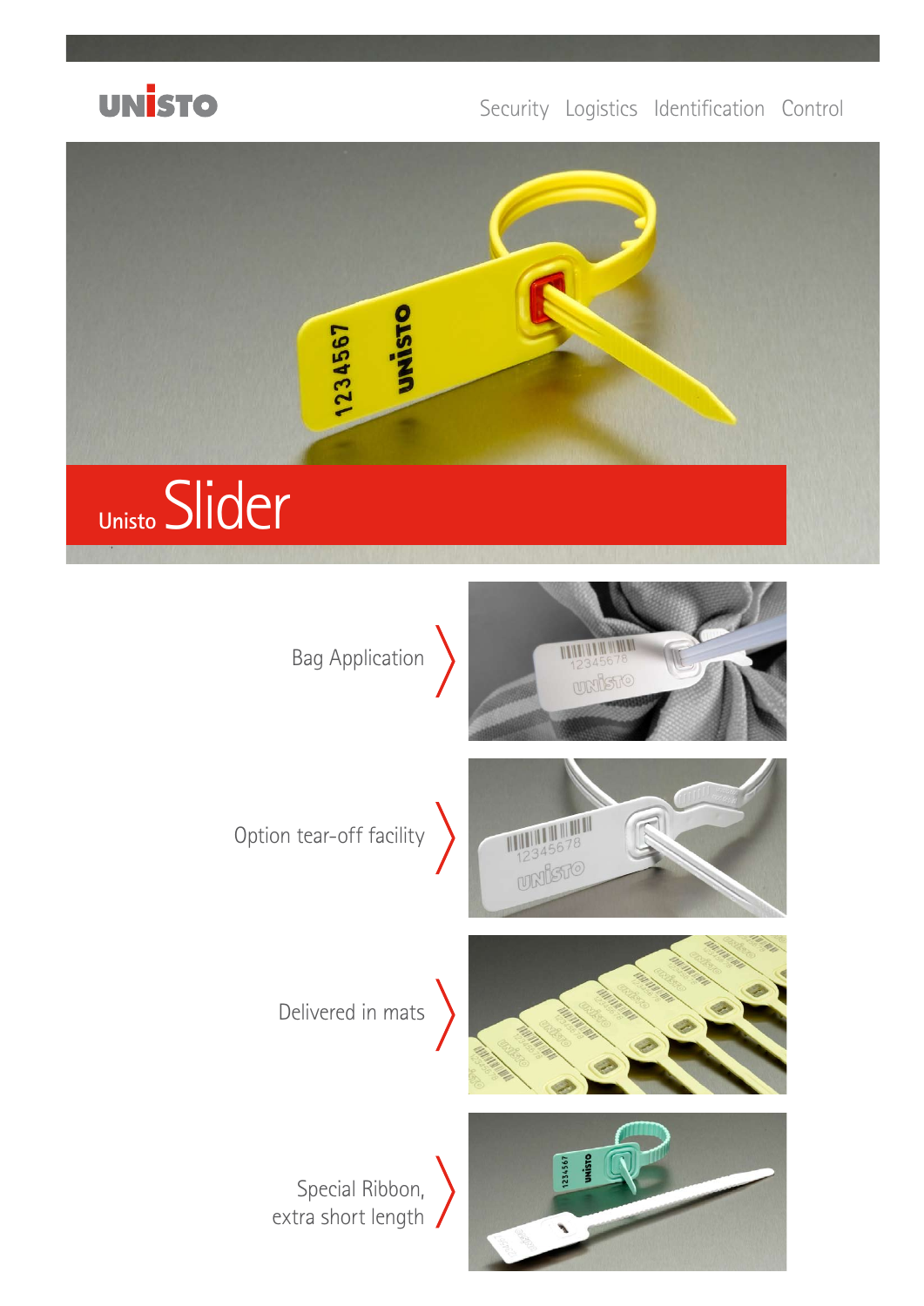UNISTO

Security Logistics Identification Control

# Unisto Slider

Bag Application

Option tear-off facility

Delivered in mats

Special Ribbon, extra short length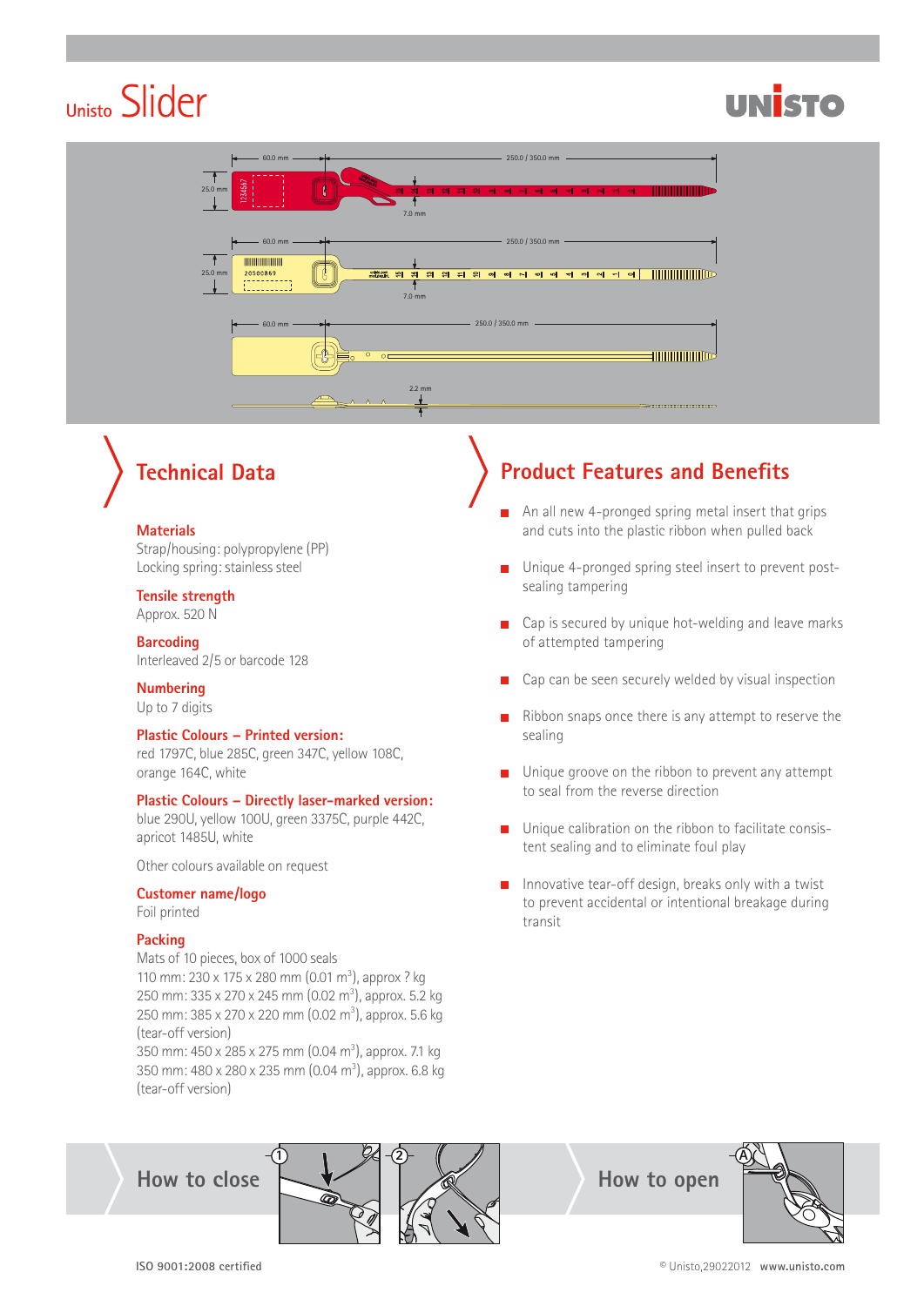# Unisto Slider

UNISTO

60.0 mm

250.0 / 350.0 mm

25.0 mm

7.0 mm

2.2 mm

## Technical Data

**Materials**
Strap/housing: polypropylene (PP)
Locking spring: stainless steel

**Tensile strength**
Approx. 520 N

**Barcoding**
Interleaved 2/5 or barcode 128

**Numbering**
Up to 7 digits

**Plastic Colours – Printed version:**
red 1797C, blue 285C, green 347C, yellow 108C, orange 164C, white

**Plastic Colours – Directly laser-marked version:**
blue 290U, yellow 100U, green 3375C, purple 442C, apricot 1485U, white

Other colours available on request

**Customer name/logo**
Foil printed

**Packing**
Mats of 10 pieces, box of 1000 seals
110 mm: 230 x 175 x 280 mm (0.01 $m^3$), approx ? kg
250 mm: 335 x 270 x 245 mm (0.02 $m^3$), approx. 5.2 kg
250 mm: 385 x 270 x 220 mm (0.02 $m^3$), approx. 5.6 kg (tear-off version)
350 mm: 450 x 285 x 275 mm (0.04 $m^3$), approx. 7.1 kg
350 mm: 480 x 280 x 235 mm (0.04 $m^3$), approx. 6.8 kg (tear-off version)

## Product Features and Benefits

- An all new 4-pronged spring metal insert that grips and cuts into the plastic ribbon when pulled back
- Unique 4-pronged spring steel insert to prevent post-sealing tampering
- Cap is secured by unique hot-welding and leave marks of attempted tampering
- Cap can be seen securely welded by visual inspection
- Ribbon snaps once there is any attempt to reserve the sealing
- Unique groove on the ribbon to prevent any attempt to seal from the reverse direction
- Unique calibration on the ribbon to facilitate consistent sealing and to eliminate foul play
- Innovative tear-off design, breaks only with a twist to prevent accidental or intentional breakage during transit

## How to close

1 2

## How to open

A

ISO 9001:2008 certified

© Unisto,29022012 www.unisto.com